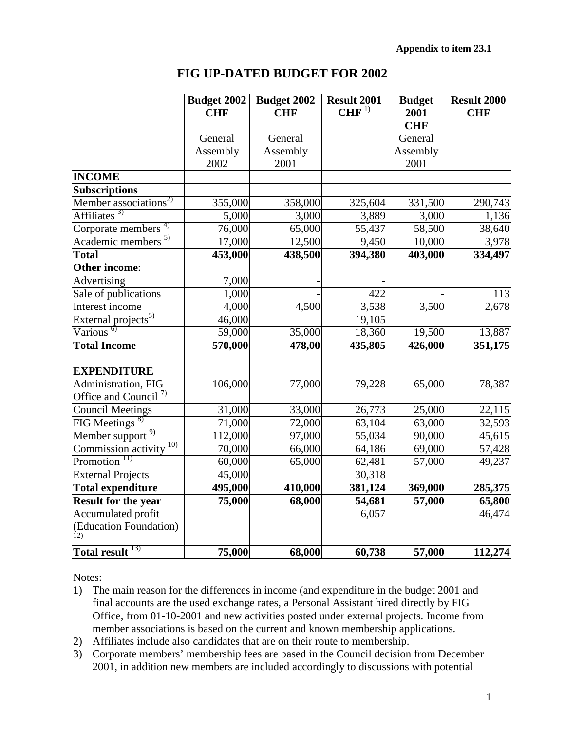**Appendix to item 23.1**

# FIG UP-DATED BUDGET FOR 2002

| | Budget 2002 CHF | Budget 2002 CHF | Result 2001 CHF [1] | Budget 2001 CHF | Result 2000 CHF |
|---|---|---|---|---|---|
| | General Assembly 2002 | General Assembly 2001 | | General Assembly 2001 | |
| **INCOME** | | | | | |
| **Subscriptions** | | | | | |
| Member associations[2] | 355,000 | 358,000 | 325,604 | 331,500 | 290,743 |
| Affiliates [3] | 5,000 | 3,000 | 3,889 | 3,000 | 1,136 |
| Corporate members [4] | 76,000 | 65,000 | 55,437 | 58,500 | 38,640 |
| Academic members [5] | 17,000 | 12,500 | 9,450 | 10,000 | 3,978 |
| **Total** | **453,000** | **438,500** | **394,380** | **403,000** | **334,497** |
| **Other income**: | | | | | |
| Advertising | 7,000 | - | - | | |
| Sale of publications | 1,000 | - | 422 | - | 113 |
| Interest income | 4,000 | 4,500 | 3,538 | 3,500 | 2,678 |
| External projects[5] | 46,000 | | 19,105 | | |
| Various [6] | 59,000 | 35,000 | 18,360 | 19,500 | 13,887 |
| **Total Income** | **570,000** | **478,00** | **435,805** | **426,000** | **351,175** |
| **EXPENDITURE** | | | | | |
| Administration, FIG Office and Council [7] | 106,000 | 77,000 | 79,228 | 65,000 | 78,387 |
| Council Meetings | 31,000 | 33,000 | 26,773 | 25,000 | 22,115 |
| FIG Meetings [8] | 71,000 | 72,000 | 63,104 | 63,000 | 32,593 |
| Member support [9] | 112,000 | 97,000 | 55,034 | 90,000 | 45,615 |
| Commission activity [10] | 70,000 | 66,000 | 64,186 | 69,000 | 57,428 |
| Promotion [11] | 60,000 | 65,000 | 62,481 | 57,000 | 49,237 |
| External Projects | 45,000 | | 30,318 | | |
| **Total expenditure** | **495,000** | **410,000** | **381,124** | **369,000** | **285,375** |
| **Result for the year** | **75,000** | **68,000** | **54,681** | **57,000** | **65,800** |
| Accumulated profit (Education Foundation) [12] | | | 6,057 | | 46,474 |
| **Total result** [13] | **75,000** | **68,000** | **60,738** | **57,000** | **112,274** |

Notes:

1) The main reason for the differences in income (and expenditure in the budget 2001 and final accounts are the used exchange rates, a Personal Assistant hired directly by FIG Office, from 01-10-2001 and new activities posted under external projects. Income from member associations is based on the current and known membership applications.
2) Affiliates include also candidates that are on their route to membership.
3) Corporate members' membership fees are based in the Council decision from December 2001, in addition new members are included accordingly to discussions with potential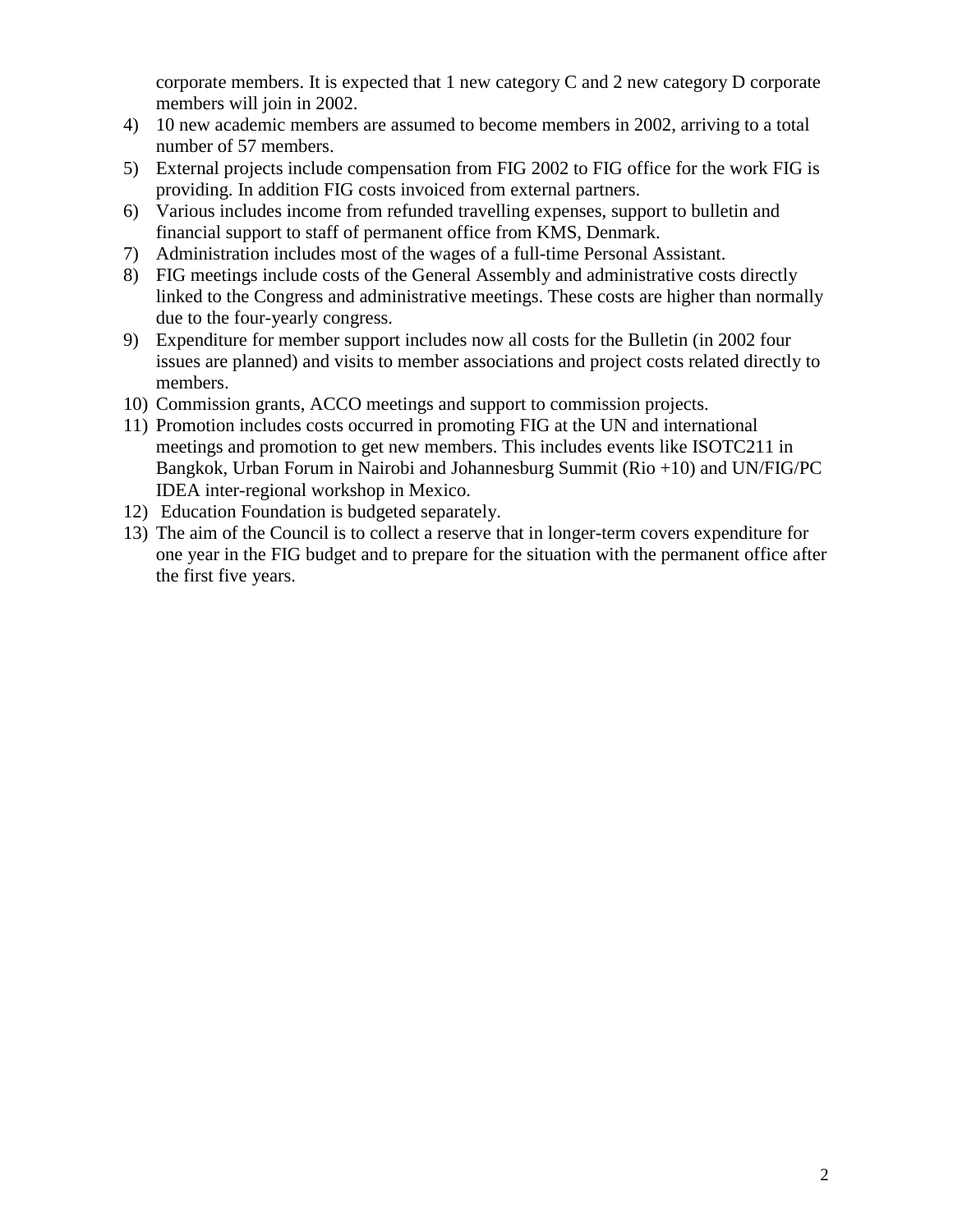corporate members. It is expected that 1 new category C and 2 new category D corporate members will join in 2002.

4) 10 new academic members are assumed to become members in 2002, arriving to a total number of 57 members.
5) External projects include compensation from FIG 2002 to FIG office for the work FIG is providing. In addition FIG costs invoiced from external partners.
6) Various includes income from refunded travelling expenses, support to bulletin and financial support to staff of permanent office from KMS, Denmark.
7) Administration includes most of the wages of a full-time Personal Assistant.
8) FIG meetings include costs of the General Assembly and administrative costs directly linked to the Congress and administrative meetings. These costs are higher than normally due to the four-yearly congress.
9) Expenditure for member support includes now all costs for the Bulletin (in 2002 four issues are planned) and visits to member associations and project costs related directly to members.
10) Commission grants, ACCO meetings and support to commission projects.
11) Promotion includes costs occurred in promoting FIG at the UN and international meetings and promotion to get new members. This includes events like ISOTC211 in Bangkok, Urban Forum in Nairobi and Johannesburg Summit (Rio +10) and UN/FIG/PC IDEA inter-regional workshop in Mexico.
12) Education Foundation is budgeted separately.
13) The aim of the Council is to collect a reserve that in longer-term covers expenditure for one year in the FIG budget and to prepare for the situation with the permanent office after the first five years.